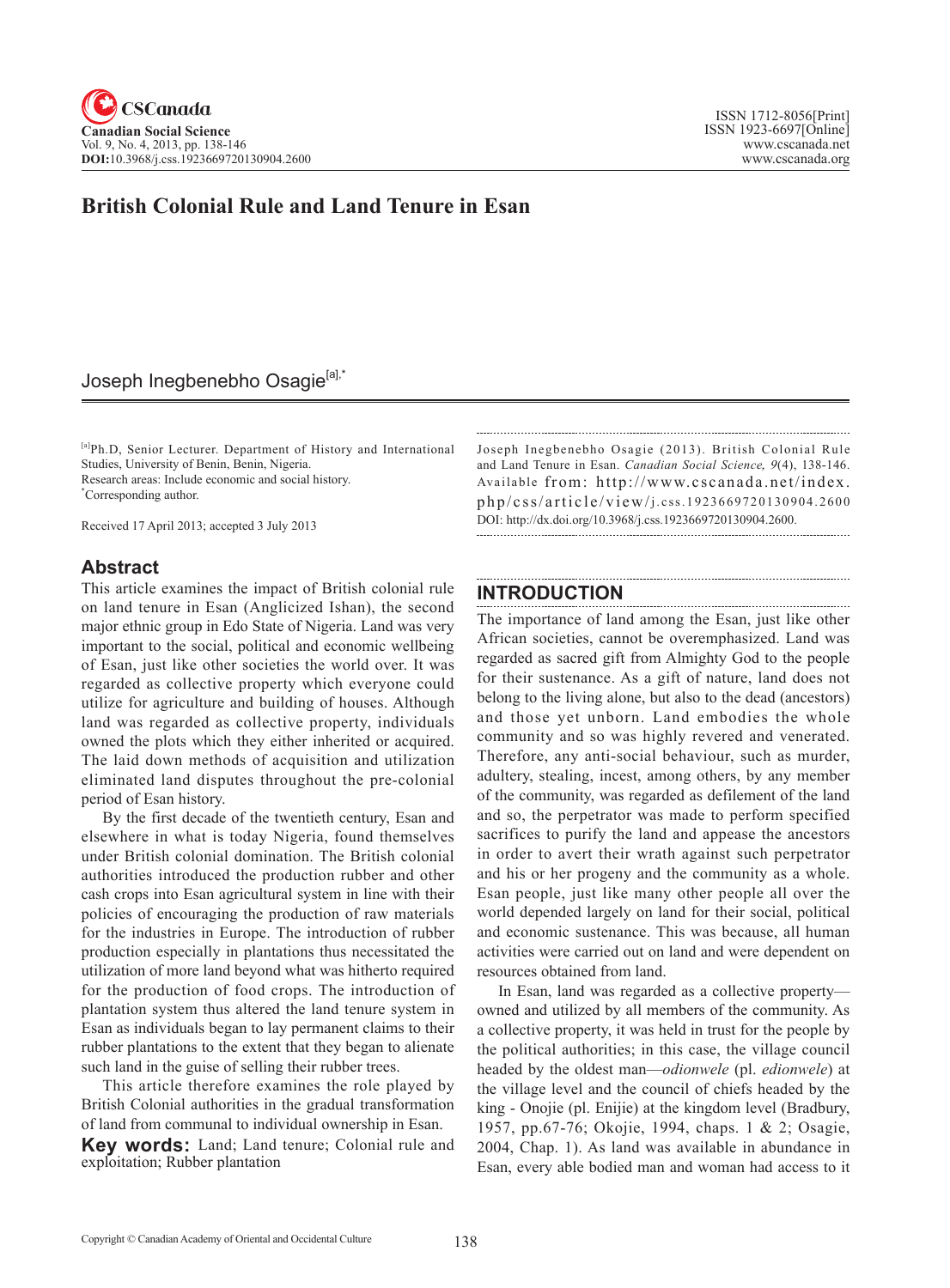# British Colonial Rule and Land Tenure in Esan

Joseph Inegbenebho Osagie[a],*

[a]Ph.D, Senior Lecturer. Department of History and International Studies, University of Benin, Benin, Nigeria.
Research areas: Include economic and social history.
*Corresponding author.

Received 17 April 2013; accepted 3 July 2013

## Abstract

This article examines the impact of British colonial rule on land tenure in Esan (Anglicized Ishan), the second major ethnic group in Edo State of Nigeria. Land was very important to the social, political and economic wellbeing of Esan, just like other societies the world over. It was regarded as collective property which everyone could utilize for agriculture and building of houses. Although land was regarded as collective property, individuals owned the plots which they either inherited or acquired. The laid down methods of acquisition and utilization eliminated land disputes throughout the pre-colonial period of Esan history.

By the first decade of the twentieth century, Esan and elsewhere in what is today Nigeria, found themselves under British colonial domination. The British colonial authorities introduced the production rubber and other cash crops into Esan agricultural system in line with their policies of encouraging the production of raw materials for the industries in Europe. The introduction of rubber production especially in plantations thus necessitated the utilization of more land beyond what was hitherto required for the production of food crops. The introduction of plantation system thus altered the land tenure system in Esan as individuals began to lay permanent claims to their rubber plantations to the extent that they began to alienate such land in the guise of selling their rubber trees.

This article therefore examines the role played by British Colonial authorities in the gradual transformation of land from communal to individual ownership in Esan.

**Key words:** Land; Land tenure; Colonial rule and exploitation; Rubber plantation

Joseph Inegbenebho Osagie (2013). British Colonial Rule and Land Tenure in Esan. *Canadian Social Science, 9*(4), 138-146. Available from: http://www.cscanada.net/index.php/css/article/view/j.css.1923669720130904.2600
DOI: http://dx.doi.org/10.3968/j.css.1923669720130904.2600.

## INTRODUCTION

The importance of land among the Esan, just like other African societies, cannot be overemphasized. Land was regarded as sacred gift from Almighty God to the people for their sustenance. As a gift of nature, land does not belong to the living alone, but also to the dead (ancestors) and those yet unborn. Land embodies the whole community and so was highly revered and venerated. Therefore, any anti-social behaviour, such as murder, adultery, stealing, incest, among others, by any member of the community, was regarded as defilement of the land and so, the perpetrator was made to perform specified sacrifices to purify the land and appease the ancestors in order to avert their wrath against such perpetrator and his or her progeny and the community as a whole. Esan people, just like many other people all over the world depended largely on land for their social, political and economic sustenance. This was because, all human activities were carried out on land and were dependent on resources obtained from land.

In Esan, land was regarded as a collective property—owned and utilized by all members of the community. As a collective property, it was held in trust for the people by the political authorities; in this case, the village council headed by the oldest man—*odionwele* (pl. *edionwele*) at the village level and the council of chiefs headed by the king - Onojie (pl. Enijie) at the kingdom level (Bradbury, 1957, pp.67-76; Okojie, 1994, chaps. 1 & 2; Osagie, 2004, Chap. 1). As land was available in abundance in Esan, every able bodied man and woman had access to it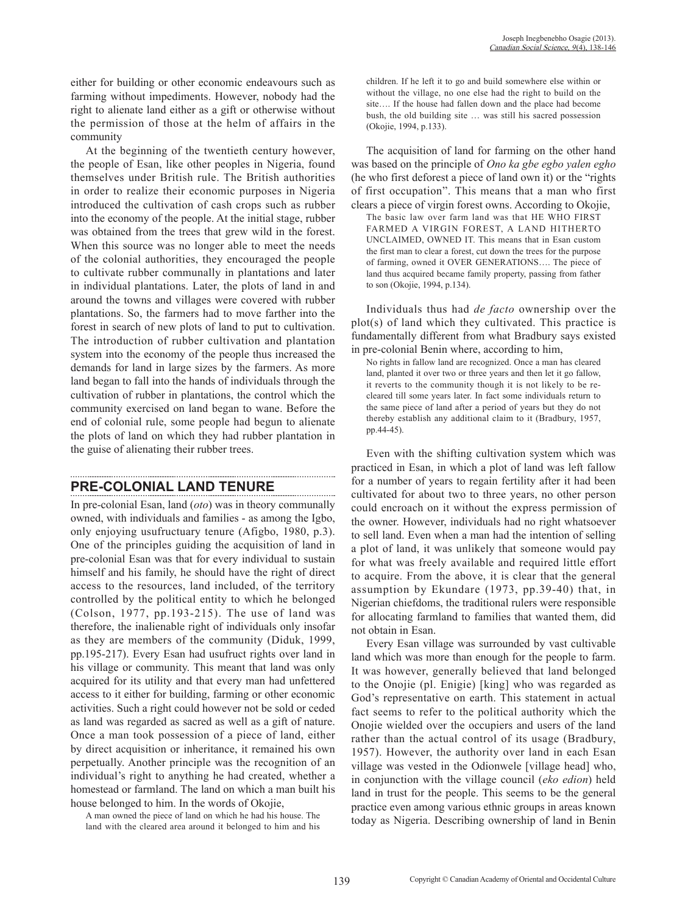either for building or other economic endeavours such as farming without impediments. However, nobody had the right to alienate land either as a gift or otherwise without the permission of those at the helm of affairs in the community

At the beginning of the twentieth century however, the people of Esan, like other peoples in Nigeria, found themselves under British rule. The British authorities in order to realize their economic purposes in Nigeria introduced the cultivation of cash crops such as rubber into the economy of the people. At the initial stage, rubber was obtained from the trees that grew wild in the forest. When this source was no longer able to meet the needs of the colonial authorities, they encouraged the people to cultivate rubber communally in plantations and later in individual plantations. Later, the plots of land in and around the towns and villages were covered with rubber plantations. So, the farmers had to move farther into the forest in search of new plots of land to put to cultivation. The introduction of rubber cultivation and plantation system into the economy of the people thus increased the demands for land in large sizes by the farmers. As more land began to fall into the hands of individuals through the cultivation of rubber in plantations, the control which the community exercised on land began to wane. Before the end of colonial rule, some people had begun to alienate the plots of land on which they had rubber plantation in the guise of alienating their rubber trees.

## PRE-COLONIAL LAND TENURE

In pre-colonial Esan, land (*oto*) was in theory communally owned, with individuals and families - as among the Igbo, only enjoying usufructuary tenure (Afigbo, 1980, p.3). One of the principles guiding the acquisition of land in pre-colonial Esan was that for every individual to sustain himself and his family, he should have the right of direct access to the resources, land included, of the territory controlled by the political entity to which he belonged (Colson, 1977, pp.193-215). The use of land was therefore, the inalienable right of individuals only insofar as they are members of the community (Diduk, 1999, pp.195-217). Every Esan had usufruct rights over land in his village or community. This meant that land was only acquired for its utility and that every man had unfettered access to it either for building, farming or other economic activities. Such a right could however not be sold or ceded as land was regarded as sacred as well as a gift of nature. Once a man took possession of a piece of land, either by direct acquisition or inheritance, it remained his own perpetually. Another principle was the recognition of an individual's right to anything he had created, whether a homestead or farmland. The land on which a man built his house belonged to him. In the words of Okojie,

> A man owned the piece of land on which he had his house. The land with the cleared area around it belonged to him and his children. If he left it to go and build somewhere else within or without the village, no one else had the right to build on the site…. If the house had fallen down and the place had become bush, the old building site … was still his sacred possession (Okojie, 1994, p.133).

The acquisition of land for farming on the other hand was based on the principle of *Ono ka gbe egbo yalen egho* (he who first deforest a piece of land own it) or the "rights of first occupation". This means that a man who first clears a piece of virgin forest owns. According to Okojie,

> The basic law over farm land was that HE WHO FIRST FARMED A VIRGIN FOREST, A LAND HITHERTO UNCLAIMED, OWNED IT. This means that in Esan custom the first man to clear a forest, cut down the trees for the purpose of farming, owned it OVER GENERATIONS…. The piece of land thus acquired became family property, passing from father to son (Okojie, 1994, p.134).

Individuals thus had *de facto* ownership over the plot(s) of land which they cultivated. This practice is fundamentally different from what Bradbury says existed in pre-colonial Benin where, according to him,

> No rights in fallow land are recognized. Once a man has cleared land, planted it over two or three years and then let it go fallow, it reverts to the community though it is not likely to be re-cleared till some years later. In fact some individuals return to the same piece of land after a period of years but they do not thereby establish any additional claim to it (Bradbury, 1957, pp.44-45).

Even with the shifting cultivation system which was practiced in Esan, in which a plot of land was left fallow for a number of years to regain fertility after it had been cultivated for about two to three years, no other person could encroach on it without the express permission of the owner. However, individuals had no right whatsoever to sell land. Even when a man had the intention of selling a plot of land, it was unlikely that someone would pay for what was freely available and required little effort to acquire. From the above, it is clear that the general assumption by Ekundare (1973, pp.39-40) that, in Nigerian chiefdoms, the traditional rulers were responsible for allocating farmland to families that wanted them, did not obtain in Esan.

Every Esan village was surrounded by vast cultivable land which was more than enough for the people to farm. It was however, generally believed that land belonged to the Onojie (pl. Enigie) [king] who was regarded as God's representative on earth. This statement in actual fact seems to refer to the political authority which the Onojie wielded over the occupiers and users of the land rather than the actual control of its usage (Bradbury, 1957). However, the authority over land in each Esan village was vested in the Odionwele [village head] who, in conjunction with the village council (*eko edion*) held land in trust for the people. This seems to be the general practice even among various ethnic groups in areas known today as Nigeria. Describing ownership of land in Benin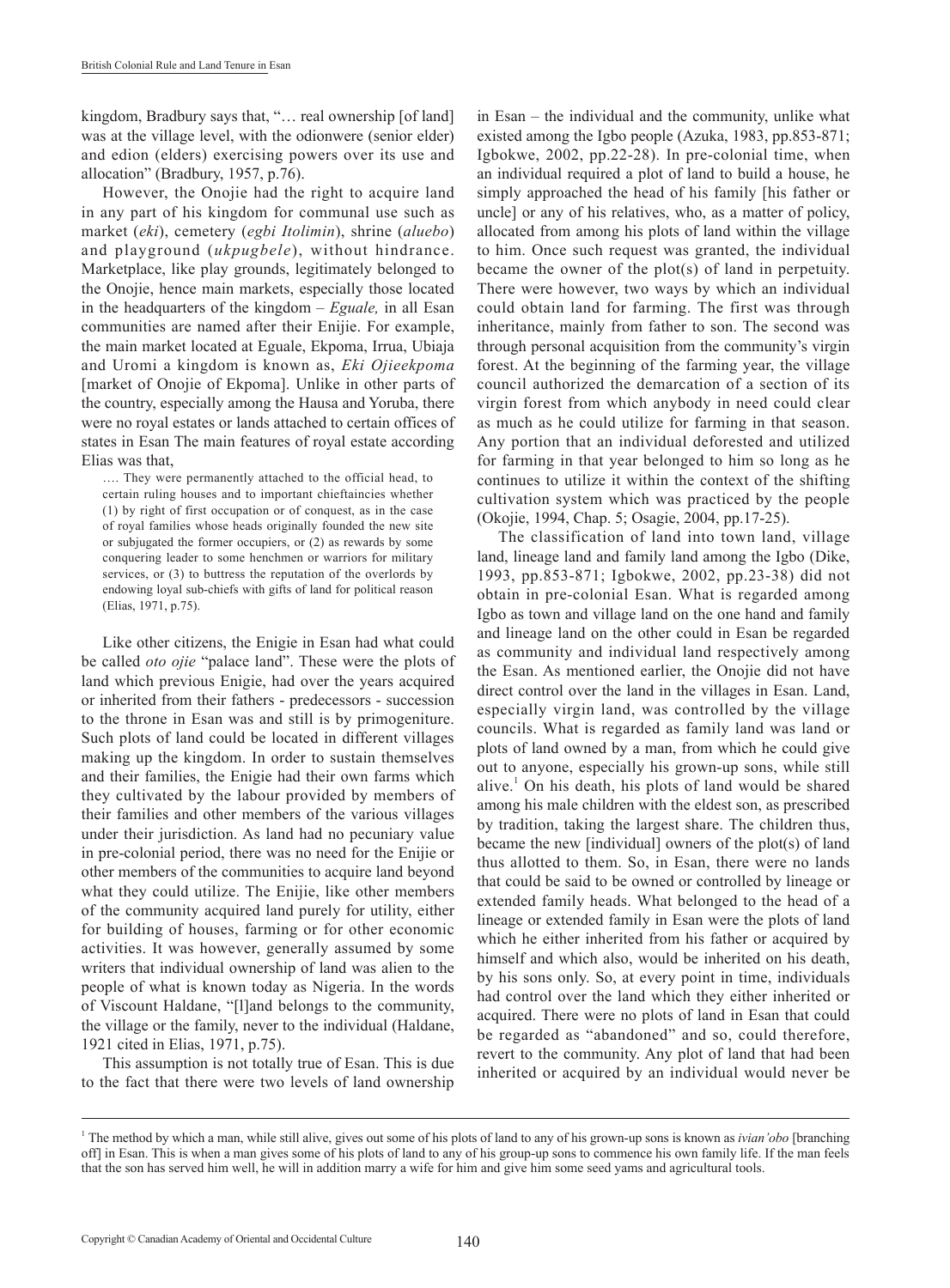kingdom, Bradbury says that, "… real ownership [of land] was at the village level, with the odionwere (senior elder) and edion (elders) exercising powers over its use and allocation" (Bradbury, 1957, p.76).

However, the Onojie had the right to acquire land in any part of his kingdom for communal use such as market (*eki*), cemetery (*egbi Itolimin*), shrine (*aluebo*) and playground (*ukpugbele*), without hindrance. Marketplace, like play grounds, legitimately belonged to the Onojie, hence main markets, especially those located in the headquarters of the kingdom – *Eguale,* in all Esan communities are named after their Enijie. For example, the main market located at Eguale, Ekpoma, Irrua, Ubiaja and Uromi a kingdom is known as, *Eki Ojieekpoma* [market of Onojie of Ekpoma]. Unlike in other parts of the country, especially among the Hausa and Yoruba, there were no royal estates or lands attached to certain offices of states in Esan The main features of royal estate according Elias was that,

> …. They were permanently attached to the official head, to certain ruling houses and to important chieftaincies whether (1) by right of first occupation or of conquest, as in the case of royal families whose heads originally founded the new site or subjugated the former occupiers, or (2) as rewards by some conquering leader to some henchmen or warriors for military services, or (3) to buttress the reputation of the overlords by endowing loyal sub-chiefs with gifts of land for political reason (Elias, 1971, p.75).

Like other citizens, the Enigie in Esan had what could be called *oto ojie* "palace land". These were the plots of land which previous Enigie, had over the years acquired or inherited from their fathers - predecessors - succession to the throne in Esan was and still is by primogeniture. Such plots of land could be located in different villages making up the kingdom. In order to sustain themselves and their families, the Enigie had their own farms which they cultivated by the labour provided by members of their families and other members of the various villages under their jurisdiction. As land had no pecuniary value in pre-colonial period, there was no need for the Enijie or other members of the communities to acquire land beyond what they could utilize. The Enijie, like other members of the community acquired land purely for utility, either for building of houses, farming or for other economic activities. It was however, generally assumed by some writers that individual ownership of land was alien to the people of what is known today as Nigeria. In the words of Viscount Haldane, "[l]and belongs to the community, the village or the family, never to the individual (Haldane, 1921 cited in Elias, 1971, p.75).

This assumption is not totally true of Esan. This is due to the fact that there were two levels of land ownership in Esan – the individual and the community, unlike what existed among the Igbo people (Azuka, 1983, pp.853-871; Igbokwe, 2002, pp.22-28). In pre-colonial time, when an individual required a plot of land to build a house, he simply approached the head of his family [his father or uncle] or any of his relatives, who, as a matter of policy, allocated from among his plots of land within the village to him. Once such request was granted, the individual became the owner of the plot(s) of land in perpetuity. There were however, two ways by which an individual could obtain land for farming. The first was through inheritance, mainly from father to son. The second was through personal acquisition from the community's virgin forest. At the beginning of the farming year, the village council authorized the demarcation of a section of its virgin forest from which anybody in need could clear as much as he could utilize for farming in that season. Any portion that an individual deforested and utilized for farming in that year belonged to him so long as he continues to utilize it within the context of the shifting cultivation system which was practiced by the people (Okojie, 1994, Chap. 5; Osagie, 2004, pp.17-25).

The classification of land into town land, village land, lineage land and family land among the Igbo (Dike, 1993, pp.853-871; Igbokwe, 2002, pp.23-38) did not obtain in pre-colonial Esan. What is regarded among Igbo as town and village land on the one hand and family and lineage land on the other could in Esan be regarded as community and individual land respectively among the Esan. As mentioned earlier, the Onojie did not have direct control over the land in the villages in Esan. Land, especially virgin land, was controlled by the village councils. What is regarded as family land was land or plots of land owned by a man, from which he could give out to anyone, especially his grown-up sons, while still alive.[1] On his death, his plots of land would be shared among his male children with the eldest son, as prescribed by tradition, taking the largest share. The children thus, became the new [individual] owners of the plot(s) of land thus allotted to them. So, in Esan, there were no lands that could be said to be owned or controlled by lineage or extended family heads. What belonged to the head of a lineage or extended family in Esan were the plots of land which he either inherited from his father or acquired by himself and which also, would be inherited on his death, by his sons only. So, at every point in time, individuals had control over the land which they either inherited or acquired. There were no plots of land in Esan that could be regarded as "abandoned" and so, could therefore, revert to the community. Any plot of land that had been inherited or acquired by an individual would never be

[1] The method by which a man, while still alive, gives out some of his plots of land to any of his grown-up sons is known as *ivian'obo* [branching off] in Esan. This is when a man gives some of his plots of land to any of his group-up sons to commence his own family life. If the man feels that the son has served him well, he will in addition marry a wife for him and give him some seed yams and agricultural tools.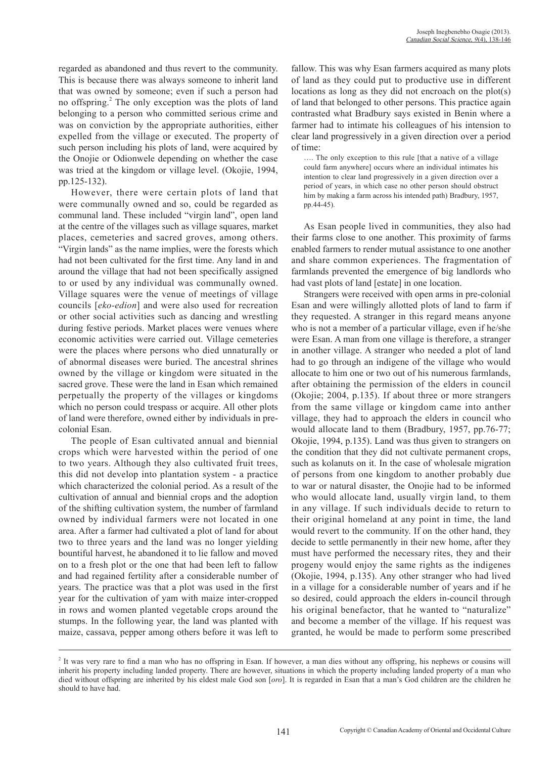regarded as abandoned and thus revert to the community. This is because there was always someone to inherit land that was owned by someone; even if such a person had no offspring.[2] The only exception was the plots of land belonging to a person who committed serious crime and was on conviction by the appropriate authorities, either expelled from the village or executed. The property of such person including his plots of land, were acquired by the Onojie or Odionwele depending on whether the case was tried at the kingdom or village level. (Okojie, 1994, pp.125-132).

However, there were certain plots of land that were communally owned and so, could be regarded as communal land. These included "virgin land", open land at the centre of the villages such as village squares, market places, cemeteries and sacred groves, among others. "Virgin lands" as the name implies, were the forests which had not been cultivated for the first time. Any land in and around the village that had not been specifically assigned to or used by any individual was communally owned. Village squares were the venue of meetings of village councils [*eko-edion*] and were also used for recreation or other social activities such as dancing and wrestling during festive periods. Market places were venues where economic activities were carried out. Village cemeteries were the places where persons who died unnaturally or of abnormal diseases were buried. The ancestral shrines owned by the village or kingdom were situated in the sacred grove. These were the land in Esan which remained perpetually the property of the villages or kingdoms which no person could trespass or acquire. All other plots of land were therefore, owned either by individuals in pre-colonial Esan.

The people of Esan cultivated annual and biennial crops which were harvested within the period of one to two years. Although they also cultivated fruit trees, this did not develop into plantation system - a practice which characterized the colonial period. As a result of the cultivation of annual and biennial crops and the adoption of the shifting cultivation system, the number of farmland owned by individual farmers were not located in one area. After a farmer had cultivated a plot of land for about two to three years and the land was no longer yielding bountiful harvest, he abandoned it to lie fallow and moved on to a fresh plot or the one that had been left to fallow and had regained fertility after a considerable number of years. The practice was that a plot was used in the first year for the cultivation of yam with maize inter-cropped in rows and women planted vegetable crops around the stumps. In the following year, the land was planted with maize, cassava, pepper among others before it was left to fallow. This was why Esan farmers acquired as many plots of land as they could put to productive use in different locations as long as they did not encroach on the plot(s) of land that belonged to other persons. This practice again contrasted what Bradbury says existed in Benin where a farmer had to intimate his colleagues of his intension to clear land progressively in a given direction over a period of time:

> …. The only exception to this rule [that a native of a village could farm anywhere] occurs where an individual intimates his intention to clear land progressively in a given direction over a period of years, in which case no other person should obstruct him by making a farm across his intended path) Bradbury, 1957, pp.44-45).

As Esan people lived in communities, they also had their farms close to one another. This proximity of farms enabled farmers to render mutual assistance to one another and share common experiences. The fragmentation of farmlands prevented the emergence of big landlords who had vast plots of land [estate] in one location.

Strangers were received with open arms in pre-colonial Esan and were willingly allotted plots of land to farm if they requested. A stranger in this regard means anyone who is not a member of a particular village, even if he/she were Esan. A man from one village is therefore, a stranger in another village. A stranger who needed a plot of land had to go through an indigene of the village who would allocate to him one or two out of his numerous farmlands, after obtaining the permission of the elders in council (Okojie; 2004, p.135). If about three or more strangers from the same village or kingdom came into anther village, they had to approach the elders in council who would allocate land to them (Bradbury, 1957, pp.76-77; Okojie, 1994, p.135). Land was thus given to strangers on the condition that they did not cultivate permanent crops, such as kolanuts on it. In the case of wholesale migration of persons from one kingdom to another probably due to war or natural disaster, the Onojie had to be informed who would allocate land, usually virgin land, to them in any village. If such individuals decide to return to their original homeland at any point in time, the land would revert to the community. If on the other hand, they decide to settle permanently in their new home, after they must have performed the necessary rites, they and their progeny would enjoy the same rights as the indigenes (Okojie, 1994, p.135). Any other stranger who had lived in a village for a considerable number of years and if he so desired, could approach the elders in-council through his original benefactor, that he wanted to "naturalize" and become a member of the village. If his request was granted, he would be made to perform some prescribed

---

[2] It was very rare to find a man who has no offspring in Esan. If however, a man dies without any offspring, his nephews or cousins will inherit his property including landed property. There are however, situations in which the property including landed property of a man who died without offspring are inherited by his eldest male God son [*oro*]. It is regarded in Esan that a man's God children are the children he should to have had.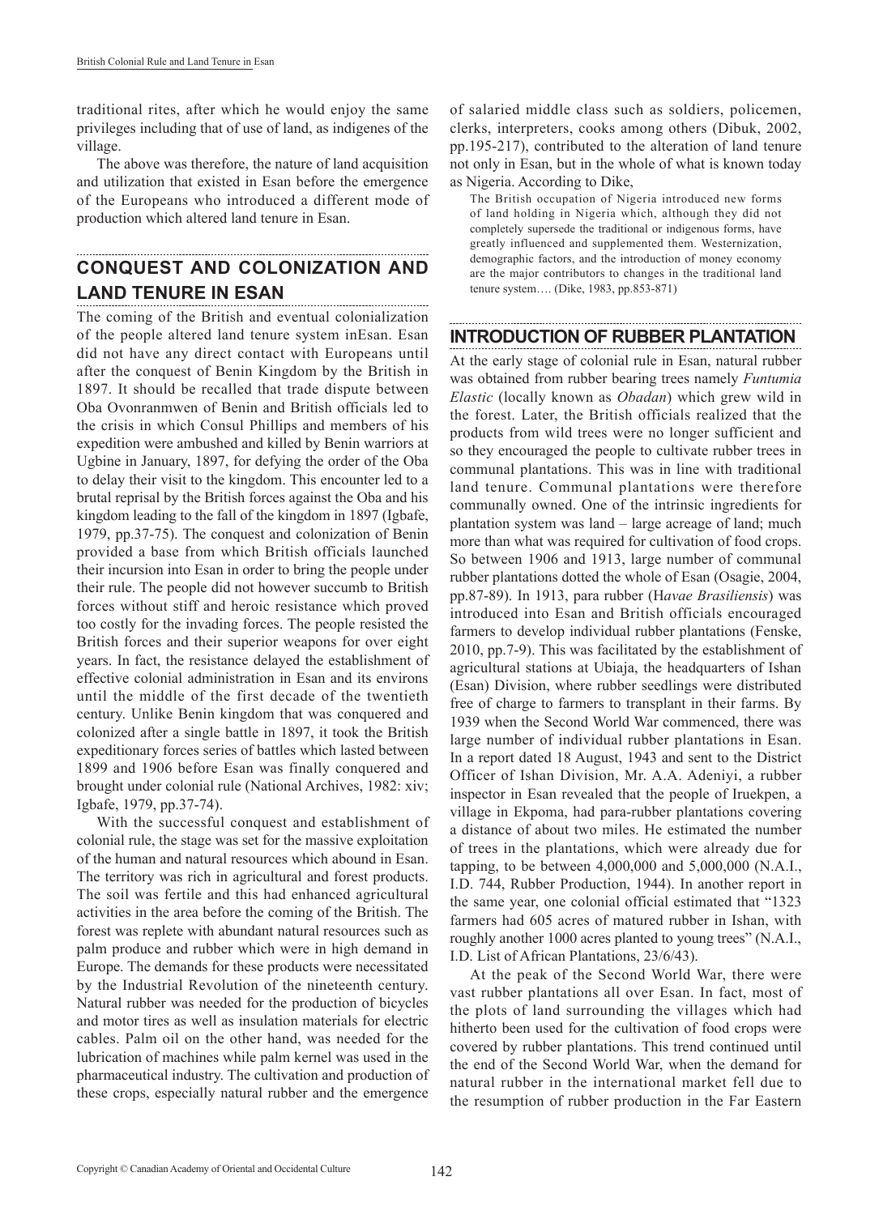traditional rites, after which he would enjoy the same privileges including that of use of land, as indigenes of the village.

The above was therefore, the nature of land acquisition and utilization that existed in Esan before the emergence of the Europeans who introduced a different mode of production which altered land tenure in Esan.

## CONQUEST AND COLONIZATION AND LAND TENURE IN ESAN

The coming of the British and eventual colonialization of the people altered land tenure system inEsan. Esan did not have any direct contact with Europeans until after the conquest of Benin Kingdom by the British in 1897. It should be recalled that trade dispute between Oba Ovonranmwen of Benin and British officials led to the crisis in which Consul Phillips and members of his expedition were ambushed and killed by Benin warriors at Ugbine in January, 1897, for defying the order of the Oba to delay their visit to the kingdom. This encounter led to a brutal reprisal by the British forces against the Oba and his kingdom leading to the fall of the kingdom in 1897 (Igbafe, 1979, pp.37-75). The conquest and colonization of Benin provided a base from which British officials launched their incursion into Esan in order to bring the people under their rule. The people did not however succumb to British forces without stiff and heroic resistance which proved too costly for the invading forces. The people resisted the British forces and their superior weapons for over eight years. In fact, the resistance delayed the establishment of effective colonial administration in Esan and its environs until the middle of the first decade of the twentieth century. Unlike Benin kingdom that was conquered and colonized after a single battle in 1897, it took the British expeditionary forces series of battles which lasted between 1899 and 1906 before Esan was finally conquered and brought under colonial rule (National Archives, 1982: xiv; Igbafe, 1979, pp.37-74).

With the successful conquest and establishment of colonial rule, the stage was set for the massive exploitation of the human and natural resources which abound in Esan. The territory was rich in agricultural and forest products. The soil was fertile and this had enhanced agricultural activities in the area before the coming of the British. The forest was replete with abundant natural resources such as palm produce and rubber which were in high demand in Europe. The demands for these products were necessitated by the Industrial Revolution of the nineteenth century. Natural rubber was needed for the production of bicycles and motor tires as well as insulation materials for electric cables. Palm oil on the other hand, was needed for the lubrication of machines while palm kernel was used in the pharmaceutical industry. The cultivation and production of these crops, especially natural rubber and the emergence of salaried middle class such as soldiers, policemen, clerks, interpreters, cooks among others (Dibuk, 2002, pp.195-217), contributed to the alteration of land tenure not only in Esan, but in the whole of what is known today as Nigeria. According to Dike,

> The British occupation of Nigeria introduced new forms of land holding in Nigeria which, although they did not completely supersede the traditional or indigenous forms, have greatly influenced and supplemented them. Westernization, demographic factors, and the introduction of money economy are the major contributors to changes in the traditional land tenure system…. (Dike, 1983, pp.853-871)

## INTRODUCTION OF RUBBER PLANTATION

At the early stage of colonial rule in Esan, natural rubber was obtained from rubber bearing trees namely *Funtumia Elastic* (locally known as *Obadan*) which grew wild in the forest. Later, the British officials realized that the products from wild trees were no longer sufficient and so they encouraged the people to cultivate rubber trees in communal plantations. This was in line with traditional land tenure. Communal plantations were therefore communally owned. One of the intrinsic ingredients for plantation system was land – large acreage of land; much more than what was required for cultivation of food crops. So between 1906 and 1913, large number of communal rubber plantations dotted the whole of Esan (Osagie, 2004, pp.87-89). In 1913, para rubber (H*avae Brasiliensis*) was introduced into Esan and British officials encouraged farmers to develop individual rubber plantations (Fenske, 2010, pp.7-9). This was facilitated by the establishment of agricultural stations at Ubiaja, the headquarters of Ishan (Esan) Division, where rubber seedlings were distributed free of charge to farmers to transplant in their farms. By 1939 when the Second World War commenced, there was large number of individual rubber plantations in Esan. In a report dated 18 August, 1943 and sent to the District Officer of Ishan Division, Mr. A.A. Adeniyi, a rubber inspector in Esan revealed that the people of Iruekpen, a village in Ekpoma, had para-rubber plantations covering a distance of about two miles. He estimated the number of trees in the plantations, which were already due for tapping, to be between 4,000,000 and 5,000,000 (N.A.I., I.D. 744, Rubber Production, 1944). In another report in the same year, one colonial official estimated that "1323 farmers had 605 acres of matured rubber in Ishan, with roughly another 1000 acres planted to young trees" (N.A.I., I.D. List of African Plantations, 23/6/43).

At the peak of the Second World War, there were vast rubber plantations all over Esan. In fact, most of the plots of land surrounding the villages which had hitherto been used for the cultivation of food crops were covered by rubber plantations. This trend continued until the end of the Second World War, when the demand for natural rubber in the international market fell due to the resumption of rubber production in the Far Eastern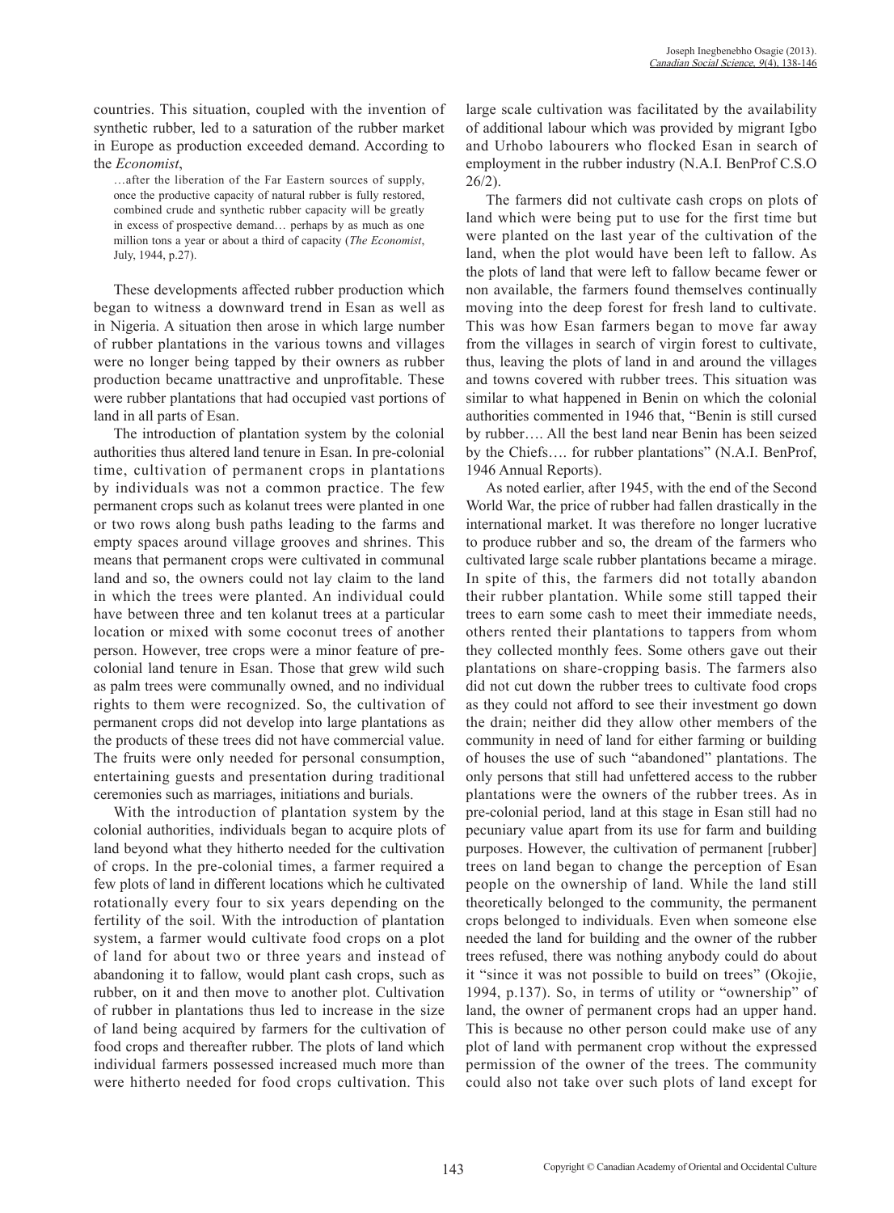countries. This situation, coupled with the invention of synthetic rubber, led to a saturation of the rubber market in Europe as production exceeded demand. According to the *Economist*,

> …after the liberation of the Far Eastern sources of supply, once the productive capacity of natural rubber is fully restored, combined crude and synthetic rubber capacity will be greatly in excess of prospective demand… perhaps by as much as one million tons a year or about a third of capacity (*The Economist*, July, 1944, p.27).

These developments affected rubber production which began to witness a downward trend in Esan as well as in Nigeria. A situation then arose in which large number of rubber plantations in the various towns and villages were no longer being tapped by their owners as rubber production became unattractive and unprofitable. These were rubber plantations that had occupied vast portions of land in all parts of Esan.

The introduction of plantation system by the colonial authorities thus altered land tenure in Esan. In pre-colonial time, cultivation of permanent crops in plantations by individuals was not a common practice. The few permanent crops such as kolanut trees were planted in one or two rows along bush paths leading to the farms and empty spaces around village grooves and shrines. This means that permanent crops were cultivated in communal land and so, the owners could not lay claim to the land in which the trees were planted. An individual could have between three and ten kolanut trees at a particular location or mixed with some coconut trees of another person. However, tree crops were a minor feature of pre-colonial land tenure in Esan. Those that grew wild such as palm trees were communally owned, and no individual rights to them were recognized. So, the cultivation of permanent crops did not develop into large plantations as the products of these trees did not have commercial value. The fruits were only needed for personal consumption, entertaining guests and presentation during traditional ceremonies such as marriages, initiations and burials.

With the introduction of plantation system by the colonial authorities, individuals began to acquire plots of land beyond what they hitherto needed for the cultivation of crops. In the pre-colonial times, a farmer required a few plots of land in different locations which he cultivated rotationally every four to six years depending on the fertility of the soil. With the introduction of plantation system, a farmer would cultivate food crops on a plot of land for about two or three years and instead of abandoning it to fallow, would plant cash crops, such as rubber, on it and then move to another plot. Cultivation of rubber in plantations thus led to increase in the size of land being acquired by farmers for the cultivation of food crops and thereafter rubber. The plots of land which individual farmers possessed increased much more than were hitherto needed for food crops cultivation. This large scale cultivation was facilitated by the availability of additional labour which was provided by migrant Igbo and Urhobo labourers who flocked Esan in search of employment in the rubber industry (N.A.I. BenProf C.S.O 26/2).

The farmers did not cultivate cash crops on plots of land which were being put to use for the first time but were planted on the last year of the cultivation of the land, when the plot would have been left to fallow. As the plots of land that were left to fallow became fewer or non available, the farmers found themselves continually moving into the deep forest for fresh land to cultivate. This was how Esan farmers began to move far away from the villages in search of virgin forest to cultivate, thus, leaving the plots of land in and around the villages and towns covered with rubber trees. This situation was similar to what happened in Benin on which the colonial authorities commented in 1946 that, "Benin is still cursed by rubber…. All the best land near Benin has been seized by the Chiefs…. for rubber plantations" (N.A.I. BenProf, 1946 Annual Reports).

As noted earlier, after 1945, with the end of the Second World War, the price of rubber had fallen drastically in the international market. It was therefore no longer lucrative to produce rubber and so, the dream of the farmers who cultivated large scale rubber plantations became a mirage. In spite of this, the farmers did not totally abandon their rubber plantation. While some still tapped their trees to earn some cash to meet their immediate needs, others rented their plantations to tappers from whom they collected monthly fees. Some others gave out their plantations on share-cropping basis. The farmers also did not cut down the rubber trees to cultivate food crops as they could not afford to see their investment go down the drain; neither did they allow other members of the community in need of land for either farming or building of houses the use of such "abandoned" plantations. The only persons that still had unfettered access to the rubber plantations were the owners of the rubber trees. As in pre-colonial period, land at this stage in Esan still had no pecuniary value apart from its use for farm and building purposes. However, the cultivation of permanent [rubber] trees on land began to change the perception of Esan people on the ownership of land. While the land still theoretically belonged to the community, the permanent crops belonged to individuals. Even when someone else needed the land for building and the owner of the rubber trees refused, there was nothing anybody could do about it "since it was not possible to build on trees" (Okojie, 1994, p.137). So, in terms of utility or "ownership" of land, the owner of permanent crops had an upper hand. This is because no other person could make use of any plot of land with permanent crop without the expressed permission of the owner of the trees. The community could also not take over such plots of land except for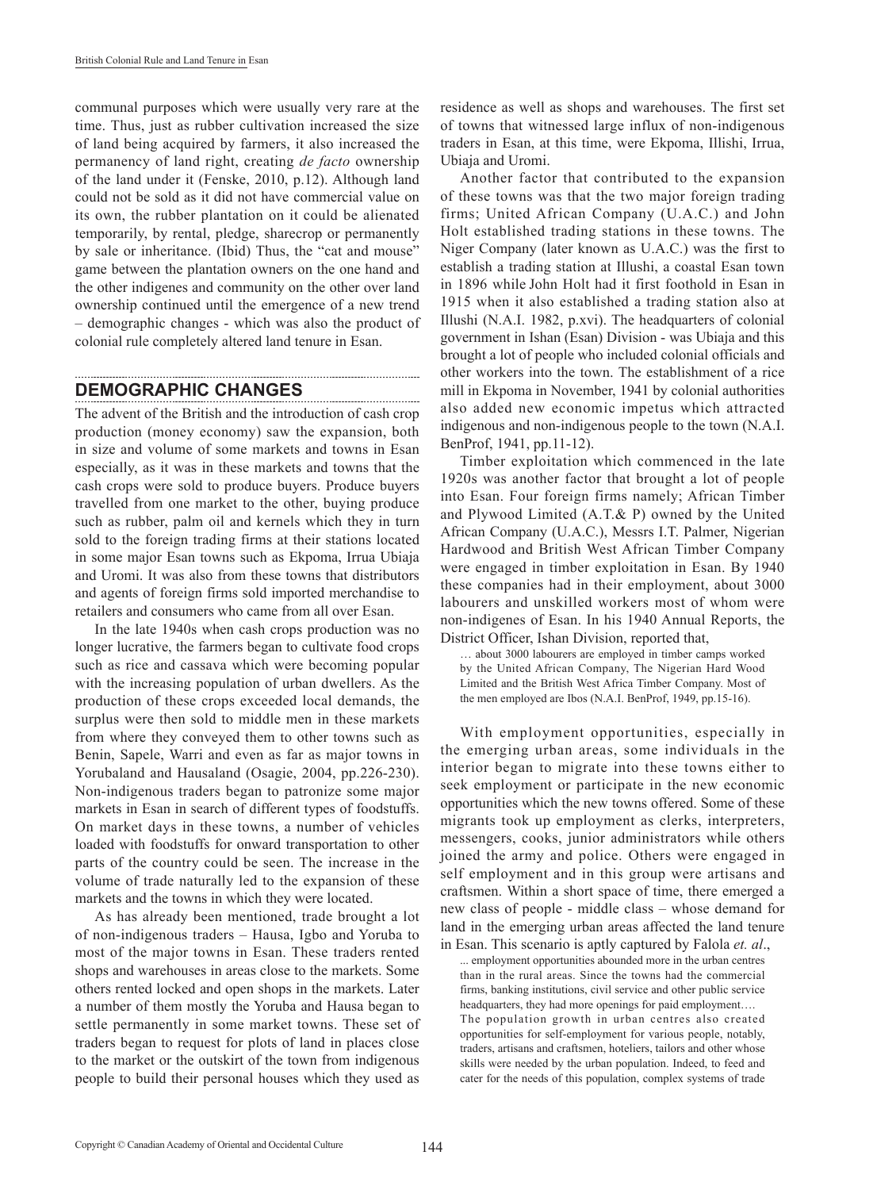communal purposes which were usually very rare at the time. Thus, just as rubber cultivation increased the size of land being acquired by farmers, it also increased the permanency of land right, creating *de facto* ownership of the land under it (Fenske, 2010, p.12). Although land could not be sold as it did not have commercial value on its own, the rubber plantation on it could be alienated temporarily, by rental, pledge, sharecrop or permanently by sale or inheritance. (Ibid) Thus, the "cat and mouse" game between the plantation owners on the one hand and the other indigenes and community on the other over land ownership continued until the emergence of a new trend – demographic changes - which was also the product of colonial rule completely altered land tenure in Esan.

## DEMOGRAPHIC CHANGES

The advent of the British and the introduction of cash crop production (money economy) saw the expansion, both in size and volume of some markets and towns in Esan especially, as it was in these markets and towns that the cash crops were sold to produce buyers. Produce buyers travelled from one market to the other, buying produce such as rubber, palm oil and kernels which they in turn sold to the foreign trading firms at their stations located in some major Esan towns such as Ekpoma, Irrua Ubiaja and Uromi. It was also from these towns that distributors and agents of foreign firms sold imported merchandise to retailers and consumers who came from all over Esan.

In the late 1940s when cash crops production was no longer lucrative, the farmers began to cultivate food crops such as rice and cassava which were becoming popular with the increasing population of urban dwellers. As the production of these crops exceeded local demands, the surplus were then sold to middle men in these markets from where they conveyed them to other towns such as Benin, Sapele, Warri and even as far as major towns in Yorubaland and Hausaland (Osagie, 2004, pp.226-230). Non-indigenous traders began to patronize some major markets in Esan in search of different types of foodstuffs. On market days in these towns, a number of vehicles loaded with foodstuffs for onward transportation to other parts of the country could be seen. The increase in the volume of trade naturally led to the expansion of these markets and the towns in which they were located.

As has already been mentioned, trade brought a lot of non-indigenous traders – Hausa, Igbo and Yoruba to most of the major towns in Esan. These traders rented shops and warehouses in areas close to the markets. Some others rented locked and open shops in the markets. Later a number of them mostly the Yoruba and Hausa began to settle permanently in some market towns. These set of traders began to request for plots of land in places close to the market or the outskirt of the town from indigenous people to build their personal houses which they used as residence as well as shops and warehouses. The first set of towns that witnessed large influx of non-indigenous traders in Esan, at this time, were Ekpoma, Illishi, Irrua, Ubiaja and Uromi.

Another factor that contributed to the expansion of these towns was that the two major foreign trading firms; United African Company (U.A.C.) and John Holt established trading stations in these towns. The Niger Company (later known as U.A.C.) was the first to establish a trading station at Illushi, a coastal Esan town in 1896 while John Holt had it first foothold in Esan in 1915 when it also established a trading station also at Illushi (N.A.I. 1982, p.xvi). The headquarters of colonial government in Ishan (Esan) Division - was Ubiaja and this brought a lot of people who included colonial officials and other workers into the town. The establishment of a rice mill in Ekpoma in November, 1941 by colonial authorities also added new economic impetus which attracted indigenous and non-indigenous people to the town (N.A.I. BenProf, 1941, pp.11-12).

Timber exploitation which commenced in the late 1920s was another factor that brought a lot of people into Esan. Four foreign firms namely; African Timber and Plywood Limited (A.T.& P) owned by the United African Company (U.A.C.), Messrs I.T. Palmer, Nigerian Hardwood and British West African Timber Company were engaged in timber exploitation in Esan. By 1940 these companies had in their employment, about 3000 labourers and unskilled workers most of whom were non-indigenes of Esan. In his 1940 Annual Reports, the District Officer, Ishan Division, reported that,

> … about 3000 labourers are employed in timber camps worked by the United African Company, The Nigerian Hard Wood Limited and the British West Africa Timber Company. Most of the men employed are Ibos (N.A.I. BenProf, 1949, pp.15-16).

With employment opportunities, especially in the emerging urban areas, some individuals in the interior began to migrate into these towns either to seek employment or participate in the new economic opportunities which the new towns offered. Some of these migrants took up employment as clerks, interpreters, messengers, cooks, junior administrators while others joined the army and police. Others were engaged in self employment and in this group were artisans and craftsmen. Within a short space of time, there emerged a new class of people - middle class – whose demand for land in the emerging urban areas affected the land tenure in Esan. This scenario is aptly captured by Falola *et. al*.,

> ... employment opportunities abounded more in the urban centres than in the rural areas. Since the towns had the commercial firms, banking institutions, civil service and other public service headquarters, they had more openings for paid employment….
> The population growth in urban centres also created opportunities for self-employment for various people, notably, traders, artisans and craftsmen, hoteliers, tailors and other whose skills were needed by the urban population. Indeed, to feed and cater for the needs of this population, complex systems of trade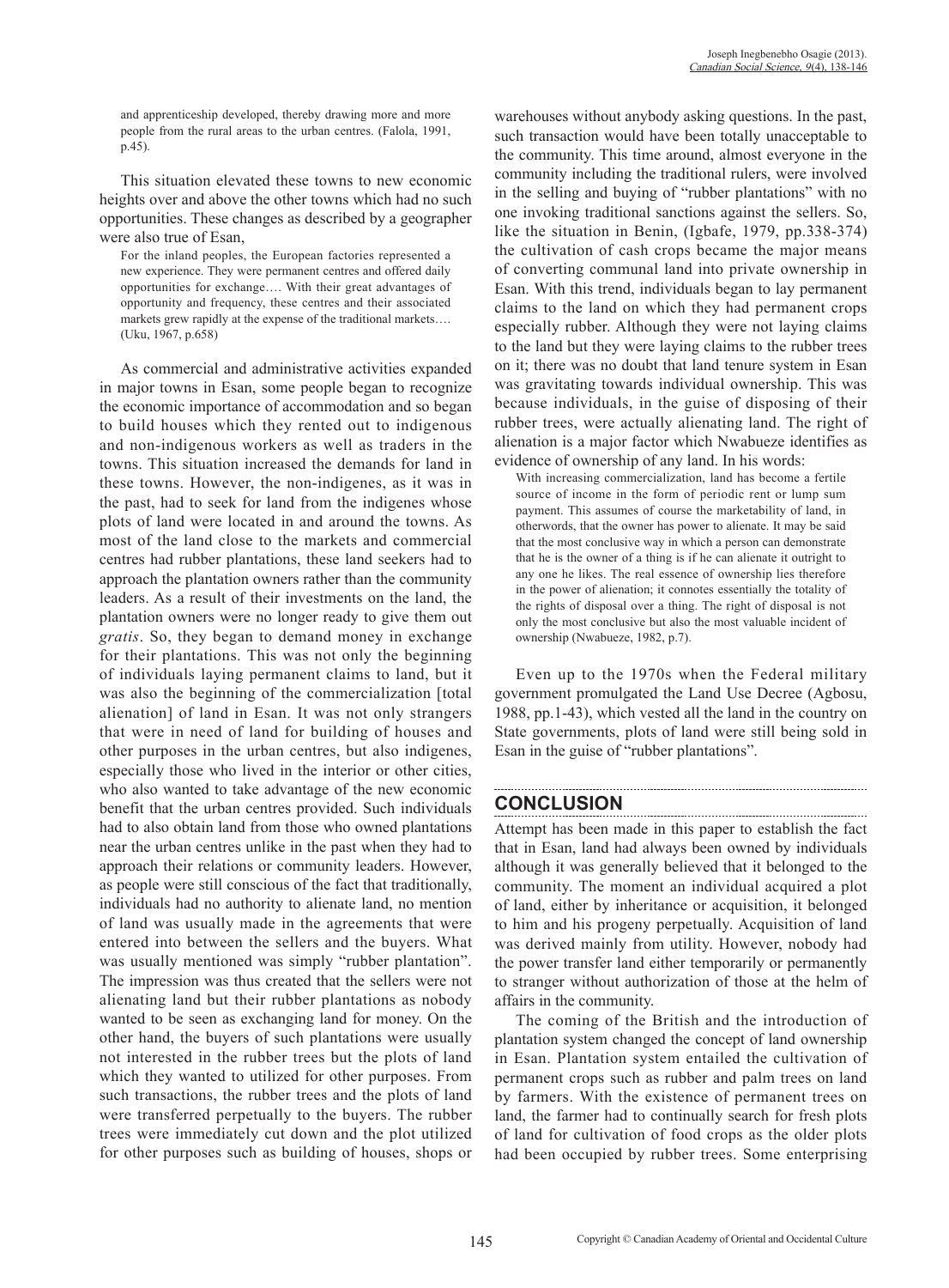and apprenticeship developed, thereby drawing more and more people from the rural areas to the urban centres. (Falola, 1991, p.45).

This situation elevated these towns to new economic heights over and above the other towns which had no such opportunities. These changes as described by a geographer were also true of Esan,

> For the inland peoples, the European factories represented a new experience. They were permanent centres and offered daily opportunities for exchange…. With their great advantages of opportunity and frequency, these centres and their associated markets grew rapidly at the expense of the traditional markets…. (Uku, 1967, p.658)

As commercial and administrative activities expanded in major towns in Esan, some people began to recognize the economic importance of accommodation and so began to build houses which they rented out to indigenous and non-indigenous workers as well as traders in the towns. This situation increased the demands for land in these towns. However, the non-indigenes, as it was in the past, had to seek for land from the indigenes whose plots of land were located in and around the towns. As most of the land close to the markets and commercial centres had rubber plantations, these land seekers had to approach the plantation owners rather than the community leaders. As a result of their investments on the land, the plantation owners were no longer ready to give them out *gratis*. So, they began to demand money in exchange for their plantations. This was not only the beginning of individuals laying permanent claims to land, but it was also the beginning of the commercialization [total alienation] of land in Esan. It was not only strangers that were in need of land for building of houses and other purposes in the urban centres, but also indigenes, especially those who lived in the interior or other cities, who also wanted to take advantage of the new economic benefit that the urban centres provided. Such individuals had to also obtain land from those who owned plantations near the urban centres unlike in the past when they had to approach their relations or community leaders. However, as people were still conscious of the fact that traditionally, individuals had no authority to alienate land, no mention of land was usually made in the agreements that were entered into between the sellers and the buyers. What was usually mentioned was simply "rubber plantation". The impression was thus created that the sellers were not alienating land but their rubber plantations as nobody wanted to be seen as exchanging land for money. On the other hand, the buyers of such plantations were usually not interested in the rubber trees but the plots of land which they wanted to utilized for other purposes. From such transactions, the rubber trees and the plots of land were transferred perpetually to the buyers. The rubber trees were immediately cut down and the plot utilized for other purposes such as building of houses, shops or warehouses without anybody asking questions. In the past, such transaction would have been totally unacceptable to the community. This time around, almost everyone in the community including the traditional rulers, were involved in the selling and buying of "rubber plantations" with no one invoking traditional sanctions against the sellers. So, like the situation in Benin, (Igbafe, 1979, pp.338-374) the cultivation of cash crops became the major means of converting communal land into private ownership in Esan. With this trend, individuals began to lay permanent claims to the land on which they had permanent crops especially rubber. Although they were not laying claims to the land but they were laying claims to the rubber trees on it; there was no doubt that land tenure system in Esan was gravitating towards individual ownership. This was because individuals, in the guise of disposing of their rubber trees, were actually alienating land. The right of alienation is a major factor which Nwabueze identifies as evidence of ownership of any land. In his words:

> With increasing commercialization, land has become a fertile source of income in the form of periodic rent or lump sum payment. This assumes of course the marketability of land, in otherwords, that the owner has power to alienate. It may be said that the most conclusive way in which a person can demonstrate that he is the owner of a thing is if he can alienate it outright to any one he likes. The real essence of ownership lies therefore in the power of alienation; it connotes essentially the totality of the rights of disposal over a thing. The right of disposal is not only the most conclusive but also the most valuable incident of ownership (Nwabueze, 1982, p.7).

Even up to the 1970s when the Federal military government promulgated the Land Use Decree (Agbosu, 1988, pp.1-43), which vested all the land in the country on State governments, plots of land were still being sold in Esan in the guise of "rubber plantations".

## CONCLUSION

Attempt has been made in this paper to establish the fact that in Esan, land had always been owned by individuals although it was generally believed that it belonged to the community. The moment an individual acquired a plot of land, either by inheritance or acquisition, it belonged to him and his progeny perpetually. Acquisition of land was derived mainly from utility. However, nobody had the power transfer land either temporarily or permanently to stranger without authorization of those at the helm of affairs in the community.

The coming of the British and the introduction of plantation system changed the concept of land ownership in Esan. Plantation system entailed the cultivation of permanent crops such as rubber and palm trees on land by farmers. With the existence of permanent trees on land, the farmer had to continually search for fresh plots of land for cultivation of food crops as the older plots had been occupied by rubber trees. Some enterprising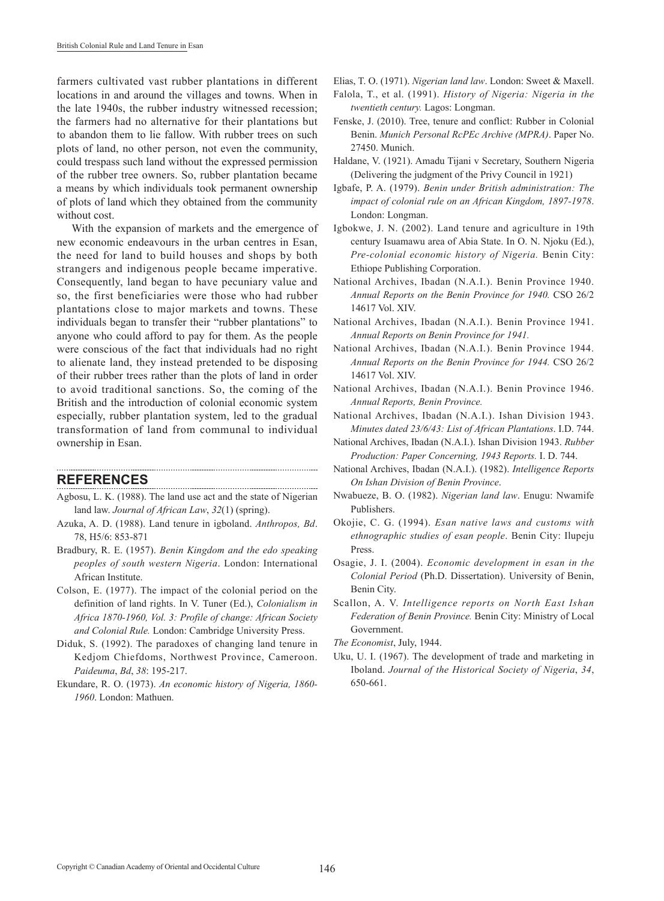farmers cultivated vast rubber plantations in different locations in and around the villages and towns. When in the late 1940s, the rubber industry witnessed recession; the farmers had no alternative for their plantations but to abandon them to lie fallow. With rubber trees on such plots of land, no other person, not even the community, could trespass such land without the expressed permission of the rubber tree owners. So, rubber plantation became a means by which individuals took permanent ownership of plots of land which they obtained from the community without cost.

With the expansion of markets and the emergence of new economic endeavours in the urban centres in Esan, the need for land to build houses and shops by both strangers and indigenous people became imperative. Consequently, land began to have pecuniary value and so, the first beneficiaries were those who had rubber plantations close to major markets and towns. These individuals began to transfer their "rubber plantations" to anyone who could afford to pay for them. As the people were conscious of the fact that individuals had no right to alienate land, they instead pretended to be disposing of their rubber trees rather than the plots of land in order to avoid traditional sanctions. So, the coming of the British and the introduction of colonial economic system especially, rubber plantation system, led to the gradual transformation of land from communal to individual ownership in Esan.

## REFERENCES

Agbosu, L. K. (1988). The land use act and the state of Nigerian land law. *Journal of African Law*, *32*(1) (spring).

Azuka, A. D. (1988). Land tenure in igboland. *Anthropos, Bd*. 78, H5/6: 853-871

Bradbury, R. E. (1957). *Benin Kingdom and the edo speaking peoples of south western Nigeria*. London: International African Institute.

Colson, E. (1977). The impact of the colonial period on the definition of land rights. In V. Tuner (Ed.), *Colonialism in Africa 1870-1960, Vol. 3: Profile of change: African Society and Colonial Rule.* London: Cambridge University Press.

Diduk, S. (1992). The paradoxes of changing land tenure in Kedjom Chiefdoms, Northwest Province, Cameroon. *Paideuma*, *Bd*, *38*: 195-217.

Ekundare, R. O. (1973). *An economic history of Nigeria, 1860-1960*. London: Mathuen.

Elias, T. O. (1971). *Nigerian land law*. London: Sweet & Maxell.

Falola, T., et al. (1991). *History of Nigeria: Nigeria in the twentieth century.* Lagos: Longman.

Fenske, J. (2010). Tree, tenure and conflict: Rubber in Colonial Benin. *Munich Personal RcPEc Archive (MPRA)*. Paper No. 27450. Munich.

Haldane, V. (1921). Amadu Tijani v Secretary, Southern Nigeria (Delivering the judgment of the Privy Council in 1921)

Igbafe, P. A. (1979). *Benin under British administration: The impact of colonial rule on an African Kingdom, 1897-1978*. London: Longman.

Igbokwe, J. N. (2002). Land tenure and agriculture in 19th century Isuamawu area of Abia State. In O. N. Njoku (Ed.), *Pre-colonial economic history of Nigeria.* Benin City: Ethiope Publishing Corporation.

National Archives, Ibadan (N.A.I.). Benin Province 1940. *Annual Reports on the Benin Province for 1940.* CSO 26/2 14617 Vol. XIV.

National Archives, Ibadan (N.A.I.). Benin Province 1941. *Annual Reports on Benin Province for 1941.*

National Archives, Ibadan (N.A.I.). Benin Province 1944. *Annual Reports on the Benin Province for 1944.* CSO 26/2 14617 Vol. XIV.

National Archives, Ibadan (N.A.I.). Benin Province 1946. *Annual Reports, Benin Province.*

National Archives, Ibadan (N.A.I.). Ishan Division 1943. *Minutes dated 23/6/43: List of African Plantations*. I.D. 744.

National Archives, Ibadan (N.A.I.). Ishan Division 1943. *Rubber Production: Paper Concerning, 1943 Reports.* I. D. 744.

National Archives, Ibadan (N.A.I.). (1982). *Intelligence Reports On Ishan Division of Benin Province*.

Nwabueze, B. O. (1982). *Nigerian land law*. Enugu: Nwamife Publishers.

Okojie, C. G. (1994). *Esan native laws and customs with ethnographic studies of esan people*. Benin City: Ilupeju Press.

Osagie, J. I. (2004). *Economic development in esan in the Colonial Period* (Ph.D. Dissertation). University of Benin, Benin City.

Scallon, A. V. *Intelligence reports on North East Ishan Federation of Benin Province.* Benin City: Ministry of Local Government.

*The Economist*, July, 1944.

Uku, U. I. (1967). The development of trade and marketing in Iboland. *Journal of the Historical Society of Nigeria*, *34*, 650-661.